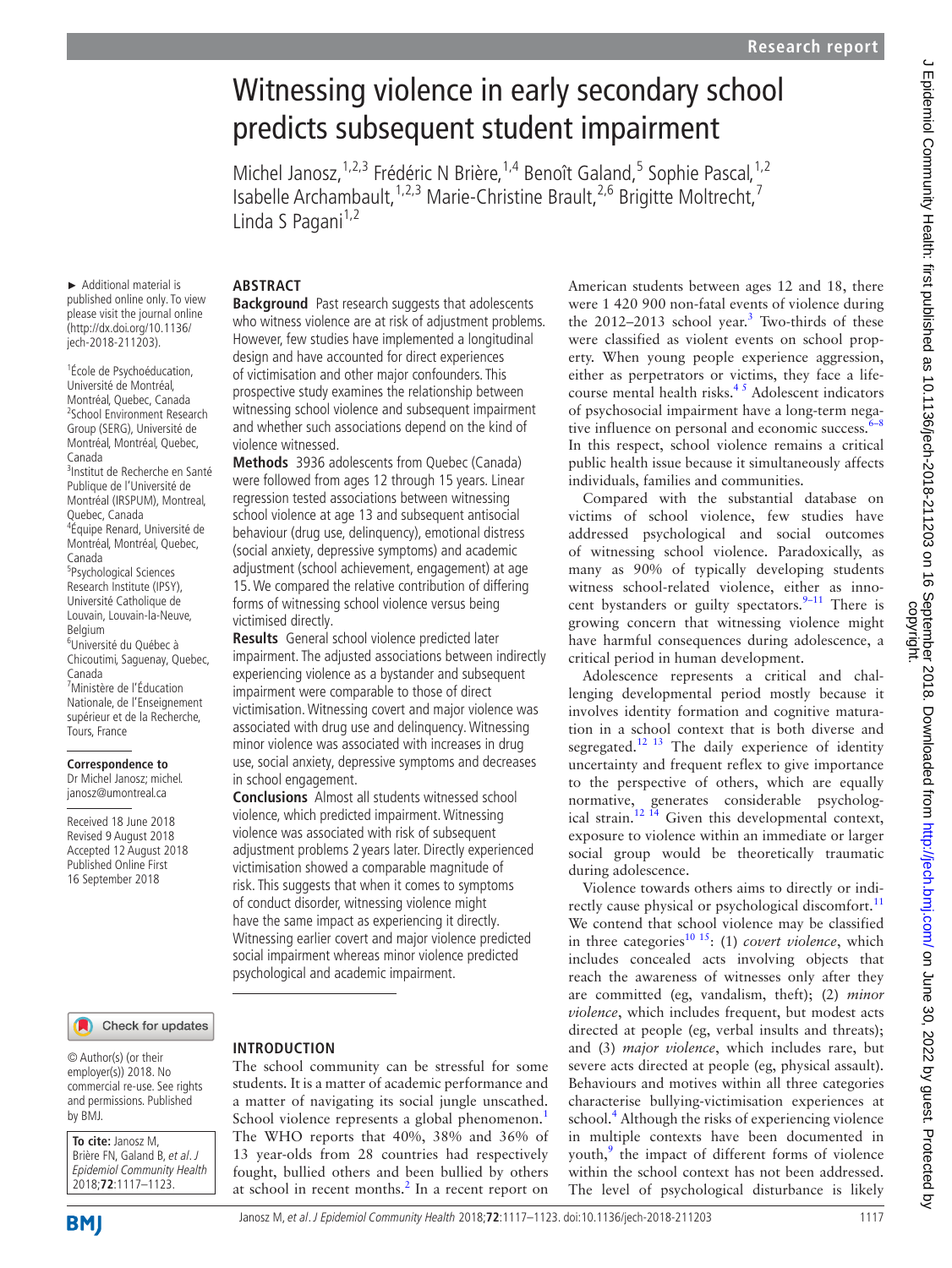# Witnessing violence in early secondary school predicts subsequent student impairment

Michel Janosz,[1,2,3] Frédéric N Brière,[1,4] Benoît Galand,[5] Sophie Pascal,[1,2] Isabelle Archambault,[1,2,3] Marie-Christine Brault,[2,6] Brigitte Moltrecht,[7] Linda S Pagani[1,2]

► Additional material is published online only. To view please visit the journal online (http://dx.doi.org/10.1136/jech-2018-211203).

[1]École de Psychoéducation, Université de Montréal, Montréal, Quebec, Canada
[2]School Environment Research Group (SERG), Université de Montréal, Montréal, Quebec, Canada
[3]Institut de Recherche en Santé Publique de l'Université de Montréal (IRSPUM), Montreal, Quebec, Canada
[4]Équipe Renard, Université de Montréal, Montréal, Quebec, Canada
[5]Psychological Sciences Research Institute (IPSY), Université Catholique de Louvain, Louvain-la-Neuve, Belgium
[6]Université du Québec à Chicoutimi, Saguenay, Quebec, Canada
[7]Ministère de l'Éducation Nationale, de l'Enseignement supérieur et de la Recherche, Tours, France

**Correspondence to**
Dr Michel Janosz; michel.janosz@umontreal.ca

Received 18 June 2018
Revised 9 August 2018
Accepted 12 August 2018
Published Online First 16 September 2018

© Author(s) (or their employer(s)) 2018. No commercial re-use. See rights and permissions. Published by BMJ.

**To cite:** Janosz M, Brière FN, Galand B, *et al*. *J Epidemiol Community Health* 2018;**72**:1117–1123.

## ABSTRACT

**Background** Past research suggests that adolescents who witness violence are at risk of adjustment problems. However, few studies have implemented a longitudinal design and have accounted for direct experiences of victimisation and other major confounders. This prospective study examines the relationship between witnessing school violence and subsequent impairment and whether such associations depend on the kind of violence witnessed.

**Methods** 3936 adolescents from Quebec (Canada) were followed from ages 12 through 15 years. Linear regression tested associations between witnessing school violence at age 13 and subsequent antisocial behaviour (drug use, delinquency), emotional distress (social anxiety, depressive symptoms) and academic adjustment (school achievement, engagement) at age 15. We compared the relative contribution of differing forms of witnessing school violence versus being victimised directly.

**Results** General school violence predicted later impairment. The adjusted associations between indirectly experiencing violence as a bystander and subsequent impairment were comparable to those of direct victimisation. Witnessing covert and major violence was associated with drug use and delinquency. Witnessing minor violence was associated with increases in drug use, social anxiety, depressive symptoms and decreases in school engagement.

**Conclusions** Almost all students witnessed school violence, which predicted impairment. Witnessing violence was associated with risk of subsequent adjustment problems 2 years later. Directly experienced victimisation showed a comparable magnitude of risk. This suggests that when it comes to symptoms of conduct disorder, witnessing violence might have the same impact as experiencing it directly. Witnessing earlier covert and major violence predicted social impairment whereas minor violence predicted psychological and academic impairment.

## INTRODUCTION

The school community can be stressful for some students. It is a matter of academic performance and a matter of navigating its social jungle unscathed. School violence represents a global phenomenon.[1] The WHO reports that 40%, 38% and 36% of 13 year-olds from 28 countries had respectively fought, bullied others and been bullied by others at school in recent months.[2] In a recent report on American students between ages 12 and 18, there were 1 420 900 non-fatal events of violence during the 2012–2013 school year.[3] Two-thirds of these were classified as violent events on school property. When young people experience aggression, either as perpetrators or victims, they face a life-course mental health risks.[4 5] Adolescent indicators of psychosocial impairment have a long-term negative influence on personal and economic success.[6–8] In this respect, school violence remains a critical public health issue because it simultaneously affects individuals, families and communities.

Compared with the substantial database on victims of school violence, few studies have addressed psychological and social outcomes of witnessing school violence. Paradoxically, as many as 90% of typically developing students witness school-related violence, either as innocent bystanders or guilty spectators.[9–11] There is growing concern that witnessing violence might have harmful consequences during adolescence, a critical period in human development.

Adolescence represents a critical and challenging developmental period mostly because it involves identity formation and cognitive maturation in a school context that is both diverse and segregated.[12 13] The daily experience of identity uncertainty and frequent reflex to give importance to the perspective of others, which are equally normative, generates considerable psychological strain.[12 14] Given this developmental context, exposure to violence within an immediate or larger social group would be theoretically traumatic during adolescence.

Violence towards others aims to directly or indirectly cause physical or psychological discomfort.[11] We contend that school violence may be classified in three categories[10 15]: (1) *covert violence*, which includes concealed acts involving objects that reach the awareness of witnesses only after they are committed (eg, vandalism, theft); (2) *minor violence*, which includes frequent, but modest acts directed at people (eg, verbal insults and threats); and (3) *major violence*, which includes rare, but severe acts directed at people (eg, physical assault). Behaviours and motives within all three categories characterise bullying-victimisation experiences at school.[4] Although the risks of experiencing violence in multiple contexts have been documented in youth,[9] the impact of different forms of violence within the school context has not been addressed. The level of psychological disturbance is likely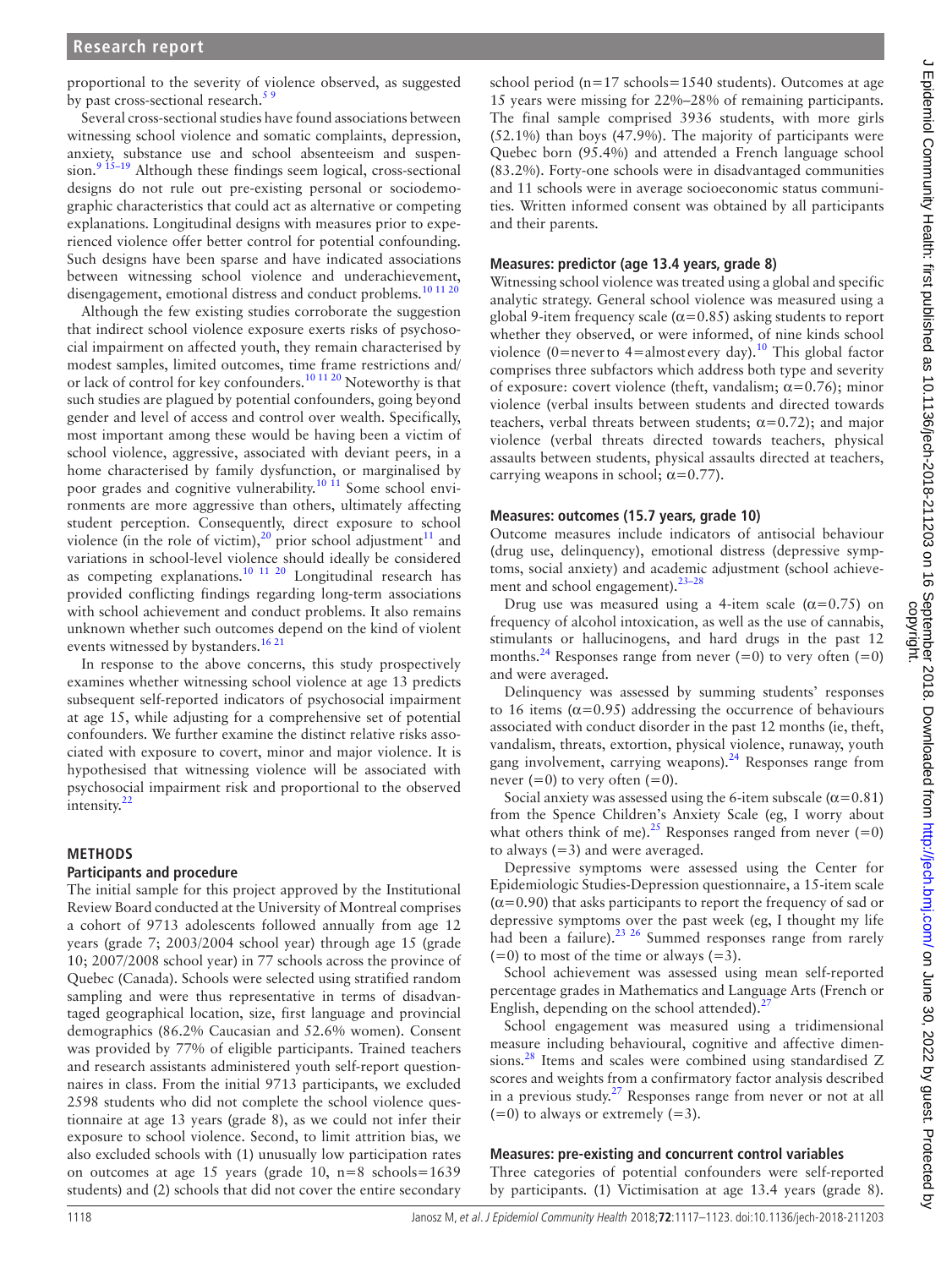proportional to the severity of violence observed, as suggested by past cross-sectional research.[5 9]

Several cross-sectional studies have found associations between witnessing school violence and somatic complaints, depression, anxiety, substance use and school absenteeism and suspension.[9 15–19] Although these findings seem logical, cross-sectional designs do not rule out pre-existing personal or sociodemographic characteristics that could act as alternative or competing explanations. Longitudinal designs with measures prior to experienced violence offer better control for potential confounding. Such designs have been sparse and have indicated associations between witnessing school violence and underachievement, disengagement, emotional distress and conduct problems.[10 11 20]

Although the few existing studies corroborate the suggestion that indirect school violence exposure exerts risks of psychosocial impairment on affected youth, they remain characterised by modest samples, limited outcomes, time frame restrictions and/or lack of control for key confounders.[10 11 20] Noteworthy is that such studies are plagued by potential confounders, going beyond gender and level of access and control over wealth. Specifically, most important among these would be having been a victim of school violence, aggressive, associated with deviant peers, in a home characterised by family dysfunction, or marginalised by poor grades and cognitive vulnerability.[10 11] Some school environments are more aggressive than others, ultimately affecting student perception. Consequently, direct exposure to school violence (in the role of victim),[20] prior school adjustment[11] and variations in school-level violence should ideally be considered as competing explanations.[10 11 20] Longitudinal research has provided conflicting findings regarding long-term associations with school achievement and conduct problems. It also remains unknown whether such outcomes depend on the kind of violent events witnessed by bystanders.[16 21]

In response to the above concerns, this study prospectively examines whether witnessing school violence at age 13 predicts subsequent self-reported indicators of psychosocial impairment at age 15, while adjusting for a comprehensive set of potential confounders. We further examine the distinct relative risks associated with exposure to covert, minor and major violence. It is hypothesised that witnessing violence will be associated with psychosocial impairment risk and proportional to the observed intensity.[22]

## METHODS

### Participants and procedure

The initial sample for this project approved by the Institutional Review Board conducted at the University of Montreal comprises a cohort of 9713 adolescents followed annually from age 12 years (grade 7; 2003/2004 school year) through age 15 (grade 10; 2007/2008 school year) in 77 schools across the province of Quebec (Canada). Schools were selected using stratified random sampling and were thus representative in terms of disadvantaged geographical location, size, first language and provincial demographics (86.2% Caucasian and 52.6% women). Consent was provided by 77% of eligible participants. Trained teachers and research assistants administered youth self-report questionnaires in class. From the initial 9713 participants, we excluded 2598 students who did not complete the school violence questionnaire at age 13 years (grade 8), as we could not infer their exposure to school violence. Second, to limit attrition bias, we also excluded schools with (1) unusually low participation rates on outcomes at age 15 years (grade 10, n=8 schools=1639 students) and (2) schools that did not cover the entire secondary school period (n=17 schools=1540 students). Outcomes at age 15 years were missing for 22%–28% of remaining participants. The final sample comprised 3936 students, with more girls (52.1%) than boys (47.9%). The majority of participants were Quebec born (95.4%) and attended a French language school (83.2%). Forty-one schools were in disadvantaged communities and 11 schools were in average socioeconomic status communities. Written informed consent was obtained by all participants and their parents.

### Measures: predictor (age 13.4 years, grade 8)

Witnessing school violence was treated using a global and specific analytic strategy. General school violence was measured using a global 9-item frequency scale ($\alpha$=0.85) asking students to report whether they observed, or were informed, of nine kinds school violence (0=never to 4=almost every day).[10] This global factor comprises three subfactors which address both type and severity of exposure: covert violence (theft, vandalism; $\alpha$=0.76); minor violence (verbal insults between students and directed towards teachers, verbal threats between students; $\alpha$=0.72); and major violence (verbal threats directed towards teachers, physical assaults between students, physical assaults directed at teachers, carrying weapons in school; $\alpha$=0.77).

### Measures: outcomes (15.7 years, grade 10)

Outcome measures include indicators of antisocial behaviour (drug use, delinquency), emotional distress (depressive symptoms, social anxiety) and academic adjustment (school achievement and school engagement).[23–28]

Drug use was measured using a 4-item scale ($\alpha$=0.75) on frequency of alcohol intoxication, as well as the use of cannabis, stimulants or hallucinogens, and hard drugs in the past 12 months.[24] Responses range from never (=0) to very often (=0) and were averaged.

Delinquency was assessed by summing students' responses to 16 items ($\alpha$=0.95) addressing the occurrence of behaviours associated with conduct disorder in the past 12 months (ie, theft, vandalism, threats, extortion, physical violence, runaway, youth gang involvement, carrying weapons).[24] Responses range from never (=0) to very often (=0).

Social anxiety was assessed using the 6-item subscale ($\alpha$=0.81) from the Spence Children's Anxiety Scale (eg, I worry about what others think of me).[25] Responses ranged from never (=0) to always (=3) and were averaged.

Depressive symptoms were assessed using the Center for Epidemiologic Studies-Depression questionnaire, a 15-item scale ($\alpha$=0.90) that asks participants to report the frequency of sad or depressive symptoms over the past week (eg, I thought my life had been a failure).[23 26] Summed responses range from rarely (=0) to most of the time or always (=3).

School achievement was assessed using mean self-reported percentage grades in Mathematics and Language Arts (French or English, depending on the school attended).[27]

School engagement was measured using a tridimensional measure including behavioural, cognitive and affective dimensions.[28] Items and scales were combined using standardised Z scores and weights from a confirmatory factor analysis described in a previous study.[27] Responses range from never or not at all (=0) to always or extremely (=3).

### Measures: pre-existing and concurrent control variables

Three categories of potential confounders were self-reported by participants. (1) Victimisation at age 13.4 years (grade 8).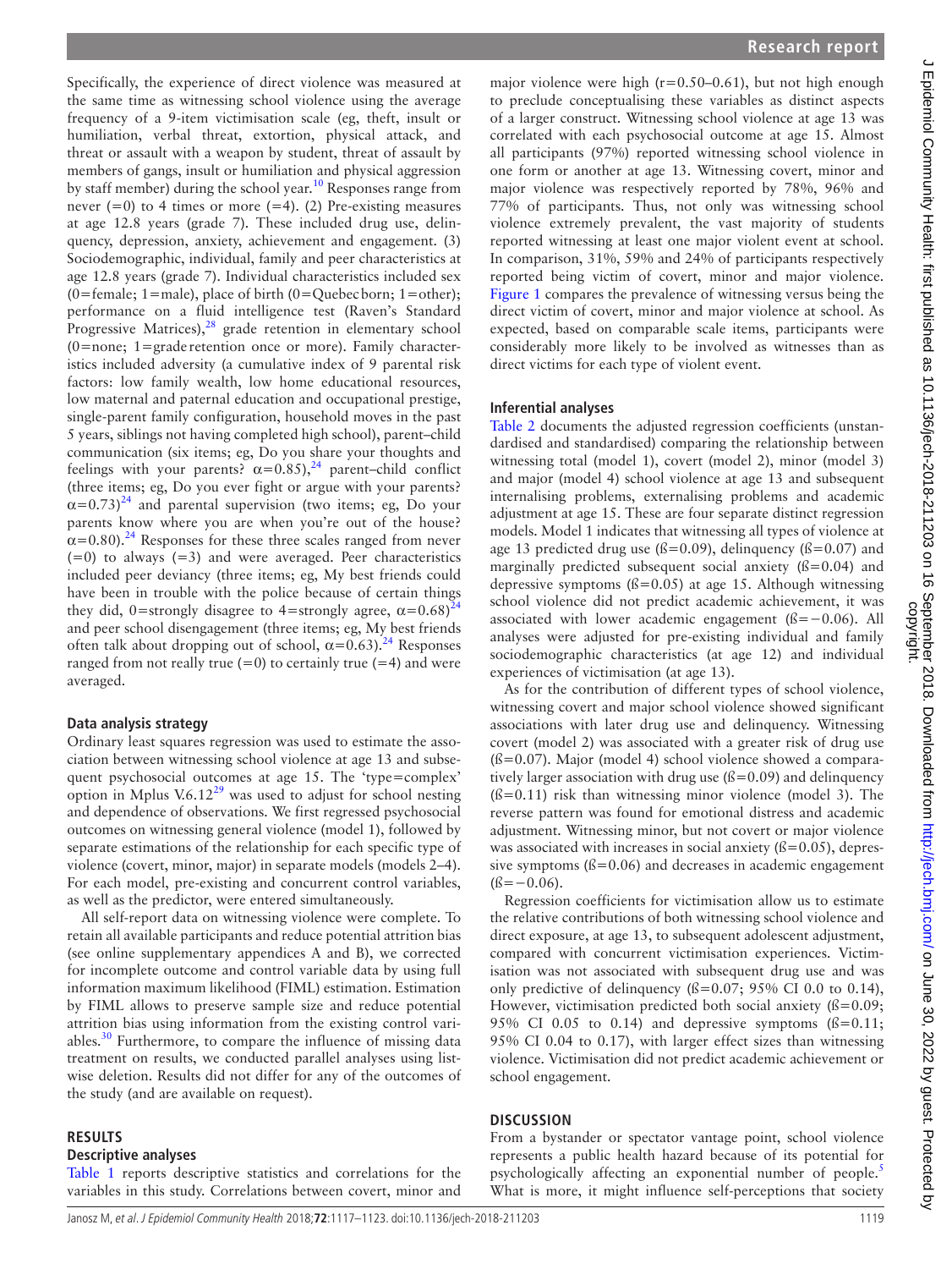Specifically, the experience of direct violence was measured at the same time as witnessing school violence using the average frequency of a 9-item victimisation scale (eg, theft, insult or humiliation, verbal threat, extortion, physical attack, and threat or assault with a weapon by student, threat of assault by members of gangs, insult or humiliation and physical aggression by staff member) during the school year.[10] Responses range from never (=0) to 4 times or more (=4). (2) Pre-existing measures at age 12.8 years (grade 7). These included drug use, delinquency, depression, anxiety, achievement and engagement. (3) Sociodemographic, individual, family and peer characteristics at age 12.8 years (grade 7). Individual characteristics included sex (0=female; 1=male), place of birth (0=Quebec born; 1=other); performance on a fluid intelligence test (Raven's Standard Progressive Matrices),[28] grade retention in elementary school (0=none; 1=grade retention once or more). Family characteristics included adversity (a cumulative index of 9 parental risk factors: low family wealth, low home educational resources, low maternal and paternal education and occupational prestige, single-parent family configuration, household moves in the past 5 years, siblings not having completed high school), parent–child communication (six items; eg, Do you share your thoughts and feelings with your parents? $\alpha=0.85$),[24] parent–child conflict (three items; eg, Do you ever fight or argue with your parents? $\alpha=0.73$)[24] and parental supervision (two items; eg, Do your parents know where you are when you're out of the house? $\alpha=0.80$).[24] Responses for these three scales ranged from never (=0) to always (=3) and were averaged. Peer characteristics included peer deviancy (three items; eg, My best friends could have been in trouble with the police because of certain things they did, 0=strongly disagree to 4=strongly agree, $\alpha=0.68$)[24] and peer school disengagement (three items; eg, My best friends often talk about dropping out of school, $\alpha=0.63$).[24] Responses ranged from not really true (=0) to certainly true (=4) and were averaged.

### Data analysis strategy

Ordinary least squares regression was used to estimate the association between witnessing school violence at age 13 and subsequent psychosocial outcomes at age 15. The 'type=complex' option in Mplus V.6.12[29] was used to adjust for school nesting and dependence of observations. We first regressed psychosocial outcomes on witnessing general violence (model 1), followed by separate estimations of the relationship for each specific type of violence (covert, minor, major) in separate models (models 2–4). For each model, pre-existing and concurrent control variables, as well as the predictor, were entered simultaneously.

All self-report data on witnessing violence were complete. To retain all available participants and reduce potential attrition bias (see online supplementary appendices A and B), we corrected for incomplete outcome and control variable data by using full information maximum likelihood (FIML) estimation. Estimation by FIML allows to preserve sample size and reduce potential attrition bias using information from the existing control variables.[30] Furthermore, to compare the influence of missing data treatment on results, we conducted parallel analyses using listwise deletion. Results did not differ for any of the outcomes of the study (and are available on request).

## RESULTS

### Descriptive analyses

Table 1 reports descriptive statistics and correlations for the variables in this study. Correlations between covert, minor and major violence were high ($r=0.50$–$0.61$), but not high enough to preclude conceptualising these variables as distinct aspects of a larger construct. Witnessing school violence at age 13 was correlated with each psychosocial outcome at age 15. Almost all participants (97%) reported witnessing school violence in one form or another at age 13. Witnessing covert, minor and major violence was respectively reported by 78%, 96% and 77% of participants. Thus, not only was witnessing school violence extremely prevalent, the vast majority of students reported witnessing at least one major violent event at school. In comparison, 31%, 59% and 24% of participants respectively reported being victim of covert, minor and major violence. Figure 1 compares the prevalence of witnessing versus being the direct victim of covert, minor and major violence at school. As expected, based on comparable scale items, participants were considerably more likely to be involved as witnesses than as direct victims for each type of violent event.

### Inferential analyses

Table 2 documents the adjusted regression coefficients (unstandardised and standardised) comparing the relationship between witnessing total (model 1), covert (model 2), minor (model 3) and major (model 4) school violence at age 13 and subsequent internalising problems, externalising problems and academic adjustment at age 15. These are four separate distinct regression models. Model 1 indicates that witnessing all types of violence at age 13 predicted drug use ($\beta=0.09$), delinquency ($\beta=0.07$) and marginally predicted subsequent social anxiety ($\beta=0.04$) and depressive symptoms ($\beta=0.05$) at age 15. Although witnessing school violence did not predict academic achievement, it was associated with lower academic engagement ($\beta=-0.06$). All analyses were adjusted for pre-existing individual and family sociodemographic characteristics (at age 12) and individual experiences of victimisation (at age 13).

As for the contribution of different types of school violence, witnessing covert and major school violence showed significant associations with later drug use and delinquency. Witnessing covert (model 2) was associated with a greater risk of drug use ($\beta=0.07$). Major (model 4) school violence showed a comparatively larger association with drug use ($\beta=0.09$) and delinquency ($\beta=0.11$) risk than witnessing minor violence (model 3). The reverse pattern was found for emotional distress and academic adjustment. Witnessing minor, but not covert or major violence was associated with increases in social anxiety ($\beta=0.05$), depressive symptoms ($\beta=0.06$) and decreases in academic engagement ($\beta=-0.06$).

Regression coefficients for victimisation allow us to estimate the relative contributions of both witnessing school violence and direct exposure, at age 13, to subsequent adolescent adjustment, compared with concurrent victimisation experiences. Victimisation was not associated with subsequent drug use and was only predictive of delinquency ($\beta=0.07$; 95% CI 0.0 to 0.14), However, victimisation predicted both social anxiety ($\beta=0.09$; 95% CI 0.05 to 0.14) and depressive symptoms ($\beta=0.11$; 95% CI 0.04 to 0.17), with larger effect sizes than witnessing violence. Victimisation did not predict academic achievement or school engagement.

## DISCUSSION

From a bystander or spectator vantage point, school violence represents a public health hazard because of its potential for psychologically affecting an exponential number of people.[5] What is more, it might influence self-perceptions that society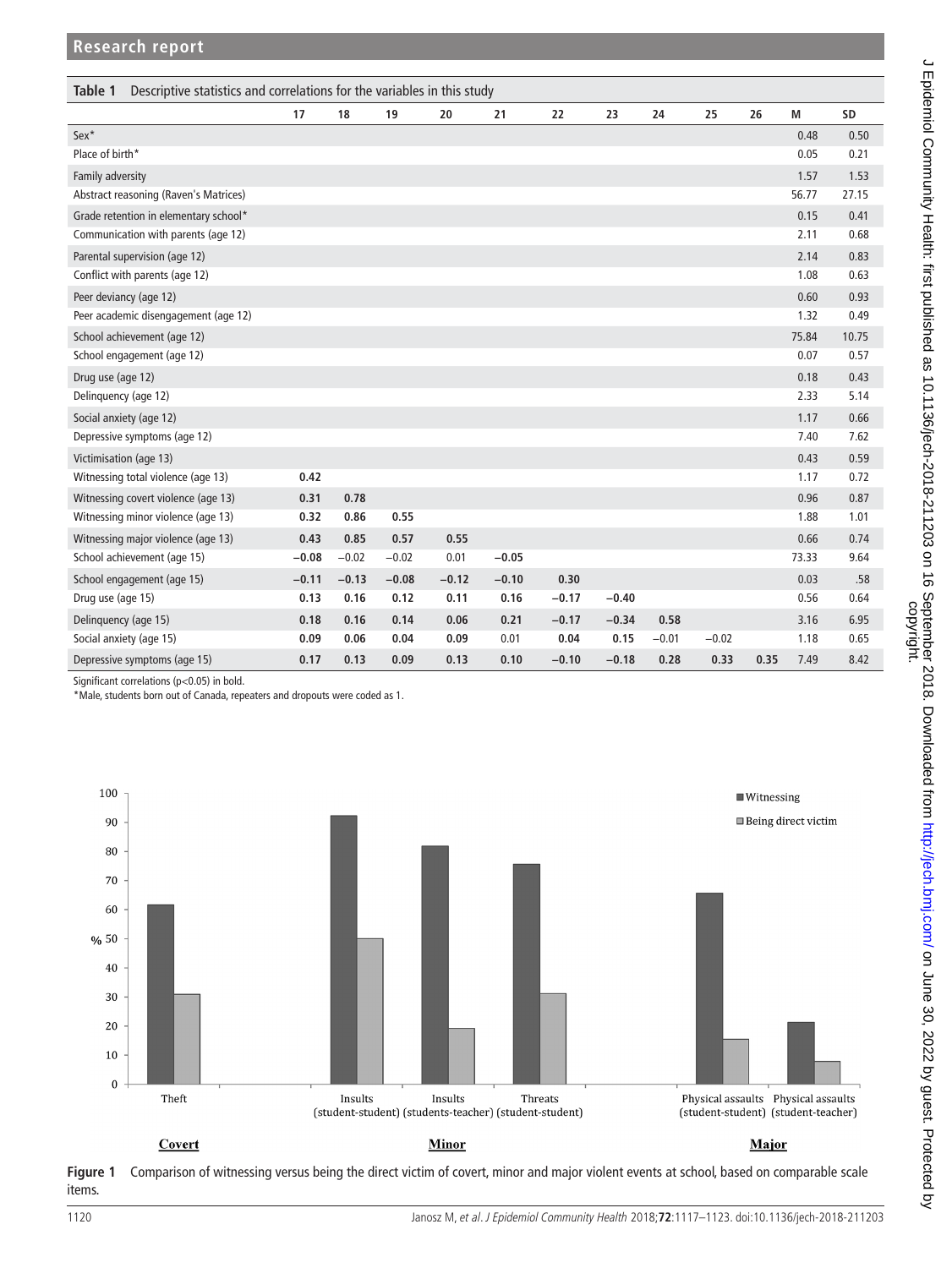## Research report

**Table 1** Descriptive statistics and correlations for the variables in this study

| | 17 | 18 | 19 | 20 | 21 | 22 | 23 | 24 | 25 | 26 | M | SD |
|---|---|---|---|---|---|---|---|---|---|---|---|---|
| Sex* | | | | | | | | | | | 0.48 | 0.50 |
| Place of birth* | | | | | | | | | | | 0.05 | 0.21 |
| Family adversity | | | | | | | | | | | 1.57 | 1.53 |
| Abstract reasoning (Raven's Matrices) | | | | | | | | | | | 56.77 | 27.15 |
| Grade retention in elementary school* | | | | | | | | | | | 0.15 | 0.41 |
| Communication with parents (age 12) | | | | | | | | | | | 2.11 | 0.68 |
| Parental supervision (age 12) | | | | | | | | | | | 2.14 | 0.83 |
| Conflict with parents (age 12) | | | | | | | | | | | 1.08 | 0.63 |
| Peer deviancy (age 12) | | | | | | | | | | | 0.60 | 0.93 |
| Peer academic disengagement (age 12) | | | | | | | | | | | 1.32 | 0.49 |
| School achievement (age 12) | | | | | | | | | | | 75.84 | 10.75 |
| School engagement (age 12) | | | | | | | | | | | 0.07 | 0.57 |
| Drug use (age 12) | | | | | | | | | | | 0.18 | 0.43 |
| Delinquency (age 12) | | | | | | | | | | | 2.33 | 5.14 |
| Social anxiety (age 12) | | | | | | | | | | | 1.17 | 0.66 |
| Depressive symptoms (age 12) | | | | | | | | | | | 7.40 | 7.62 |
| Victimisation (age 13) | | | | | | | | | | | 0.43 | 0.59 |
| Witnessing total violence (age 13) | **0.42** | | | | | | | | | | 1.17 | 0.72 |
| Witnessing covert violence (age 13) | **0.31** | **0.78** | | | | | | | | | 0.96 | 0.87 |
| Witnessing minor violence (age 13) | **0.32** | **0.86** | **0.55** | | | | | | | | 1.88 | 1.01 |
| Witnessing major violence (age 13) | **0.43** | **0.85** | **0.57** | **0.55** | | | | | | | 0.66 | 0.74 |
| School achievement (age 15) | **−0.08** | −0.02 | −0.02 | 0.01 | **−0.05** | | | | | | 73.33 | 9.64 |
| School engagement (age 15) | **−0.11** | **−0.13** | **−0.08** | **−0.12** | **−0.10** | **0.30** | | | | | 0.03 | .58 |
| Drug use (age 15) | **0.13** | **0.16** | **0.12** | **0.11** | **0.16** | **−0.17** | **−0.40** | | | | 0.56 | 0.64 |
| Delinquency (age 15) | **0.18** | **0.16** | **0.14** | 0.06 | **0.21** | **−0.17** | **−0.34** | **0.58** | | | 3.16 | 6.95 |
| Social anxiety (age 15) | **0.09** | **0.06** | **0.04** | **0.09** | 0.01 | **0.04** | **0.15** | −0.01 | −0.02 | | 1.18 | 0.65 |
| Depressive symptoms (age 15) | **0.17** | **0.13** | **0.09** | **0.13** | **0.10** | **−0.10** | **−0.18** | **0.28** | **0.33** | **0.35** | 7.49 | 8.42 |

Significant correlations (p<0.05) in bold.
*Male, students born out of Canada, repeaters and dropouts were coded as 1.

**Figure 1** Comparison of witnessing versus being the direct victim of covert, minor and major violent events at school, based on comparable scale items.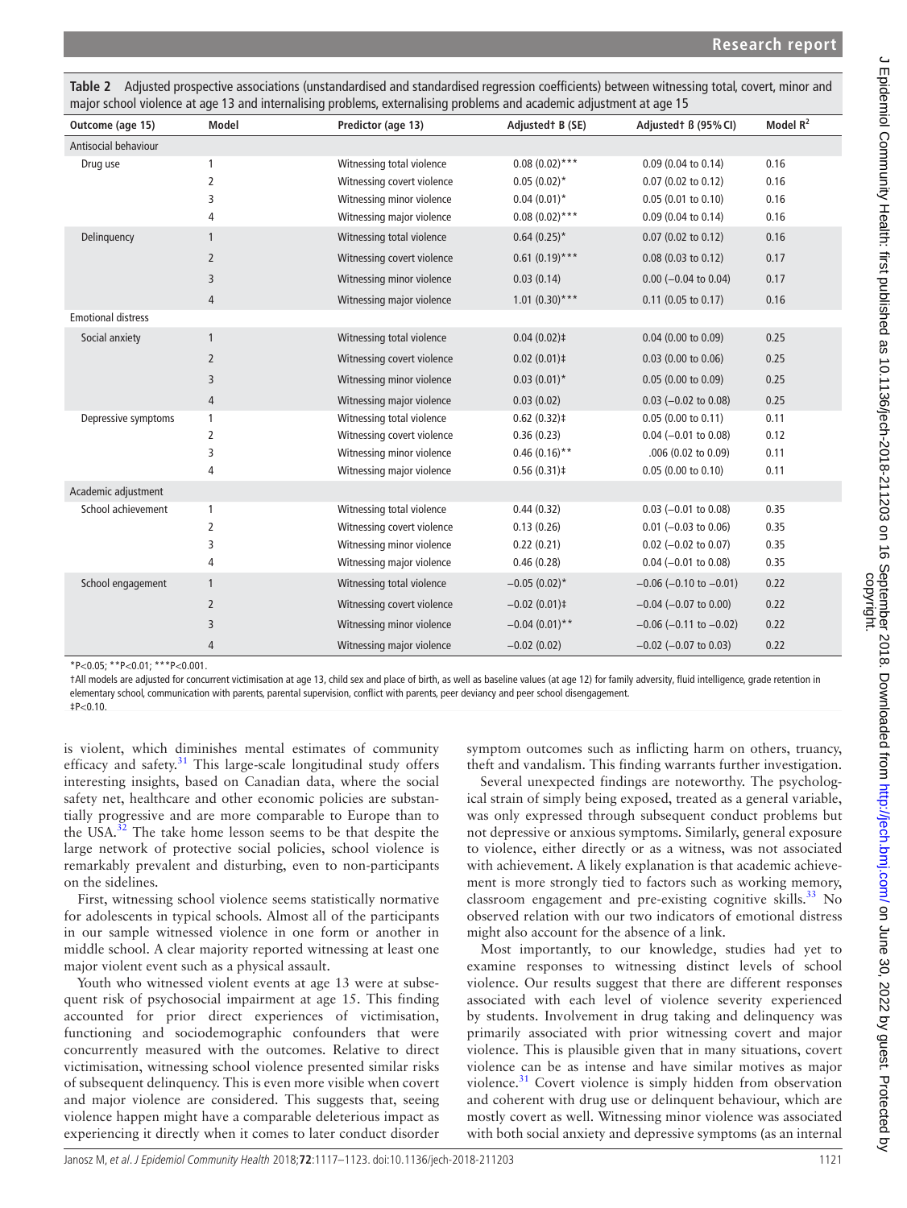**Table 2** Adjusted prospective associations (unstandardised and standardised regression coefficients) between witnessing total, covert, minor and major school violence at age 13 and internalising problems, externalising problems and academic adjustment at age 15

| Outcome (age 15) | Model | Predictor (age 13) | Adjusted† B (SE) | Adjusted† ß (95% CI) | Model $R^2$ |
|---|---|---|---|---|---|
| Antisocial behaviour | | | | | |
| Drug use | 1 | Witnessing total violence | 0.08 (0.02)*** | 0.09 (0.04 to 0.14) | 0.16 |
| | 2 | Witnessing covert violence | 0.05 (0.02)* | 0.07 (0.02 to 0.12) | 0.16 |
| | 3 | Witnessing minor violence | 0.04 (0.01)* | 0.05 (0.01 to 0.10) | 0.16 |
| | 4 | Witnessing major violence | 0.08 (0.02)*** | 0.09 (0.04 to 0.14) | 0.16 |
| Delinquency | 1 | Witnessing total violence | 0.64 (0.25)* | 0.07 (0.02 to 0.12) | 0.16 |
| | 2 | Witnessing covert violence | 0.61 (0.19)*** | 0.08 (0.03 to 0.12) | 0.17 |
| | 3 | Witnessing minor violence | 0.03 (0.14) | 0.00 (−0.04 to 0.04) | 0.17 |
| | 4 | Witnessing major violence | 1.01 (0.30)*** | 0.11 (0.05 to 0.17) | 0.16 |
| Emotional distress | | | | | |
| Social anxiety | 1 | Witnessing total violence | 0.04 (0.02)‡ | 0.04 (0.00 to 0.09) | 0.25 |
| | 2 | Witnessing covert violence | 0.02 (0.01)‡ | 0.03 (0.00 to 0.06) | 0.25 |
| | 3 | Witnessing minor violence | 0.03 (0.01)* | 0.05 (0.00 to 0.09) | 0.25 |
| | 4 | Witnessing major violence | 0.03 (0.02) | 0.03 (−0.02 to 0.08) | 0.25 |
| Depressive symptoms | 1 | Witnessing total violence | 0.62 (0.32)‡ | 0.05 (0.00 to 0.11) | 0.11 |
| | 2 | Witnessing covert violence | 0.36 (0.23) | 0.04 (−0.01 to 0.08) | 0.12 |
| | 3 | Witnessing minor violence | 0.46 (0.16)** | .006 (0.02 to 0.09) | 0.11 |
| | 4 | Witnessing major violence | 0.56 (0.31)‡ | 0.05 (0.00 to 0.10) | 0.11 |
| Academic adjustment | | | | | |
| School achievement | 1 | Witnessing total violence | 0.44 (0.32) | 0.03 (−0.01 to 0.08) | 0.35 |
| | 2 | Witnessing covert violence | 0.13 (0.26) | 0.01 (−0.03 to 0.06) | 0.35 |
| | 3 | Witnessing minor violence | 0.22 (0.21) | 0.02 (−0.02 to 0.07) | 0.35 |
| | 4 | Witnessing major violence | 0.46 (0.28) | 0.04 (−0.01 to 0.08) | 0.35 |
| School engagement | 1 | Witnessing total violence | −0.05 (0.02)* | −0.06 (−0.10 to −0.01) | 0.22 |
| | 2 | Witnessing covert violence | −0.02 (0.01)‡ | −0.04 (−0.07 to 0.00) | 0.22 |
| | 3 | Witnessing minor violence | −0.04 (0.01)** | −0.06 (−0.11 to −0.02) | 0.22 |
| | 4 | Witnessing major violence | −0.02 (0.02) | −0.02 (−0.07 to 0.03) | 0.22 |

*P<0.05; **P<0.01; ***P<0.001.

†All models are adjusted for concurrent victimisation at age 13, child sex and place of birth, as well as baseline values (at age 12) for family adversity, fluid intelligence, grade retention in elementary school, communication with parents, parental supervision, conflict with parents, peer deviancy and peer school disengagement.

‡P<0.10.

is violent, which diminishes mental estimates of community efficacy and safety.[31] This large-scale longitudinal study offers interesting insights, based on Canadian data, where the social safety net, healthcare and other economic policies are substantially progressive and are more comparable to Europe than to the USA.[32] The take home lesson seems to be that despite the large network of protective social policies, school violence is remarkably prevalent and disturbing, even to non-participants on the sidelines.

First, witnessing school violence seems statistically normative for adolescents in typical schools. Almost all of the participants in our sample witnessed violence in one form or another in middle school. A clear majority reported witnessing at least one major violent event such as a physical assault.

Youth who witnessed violent events at age 13 were at subsequent risk of psychosocial impairment at age 15. This finding accounted for prior direct experiences of victimisation, functioning and sociodemographic confounders that were concurrently measured with the outcomes. Relative to direct victimisation, witnessing school violence presented similar risks of subsequent delinquency. This is even more visible when covert and major violence are considered. This suggests that, seeing violence happen might have a comparable deleterious impact as experiencing it directly when it comes to later conduct disorder symptom outcomes such as inflicting harm on others, truancy, theft and vandalism. This finding warrants further investigation.

Several unexpected findings are noteworthy. The psychological strain of simply being exposed, treated as a general variable, was only expressed through subsequent conduct problems but not depressive or anxious symptoms. Similarly, general exposure to violence, either directly or as a witness, was not associated with achievement. A likely explanation is that academic achievement is more strongly tied to factors such as working memory, classroom engagement and pre-existing cognitive skills.[33] No observed relation with our two indicators of emotional distress might also account for the absence of a link.

Most importantly, to our knowledge, studies had yet to examine responses to witnessing distinct levels of school violence. Our results suggest that there are different responses associated with each level of violence severity experienced by students. Involvement in drug taking and delinquency was primarily associated with prior witnessing covert and major violence. This is plausible given that in many situations, covert violence can be as intense and have similar motives as major violence.[31] Covert violence is simply hidden from observation and coherent with drug use or delinquent behaviour, which are mostly covert as well. Witnessing minor violence was associated with both social anxiety and depressive symptoms (as an internal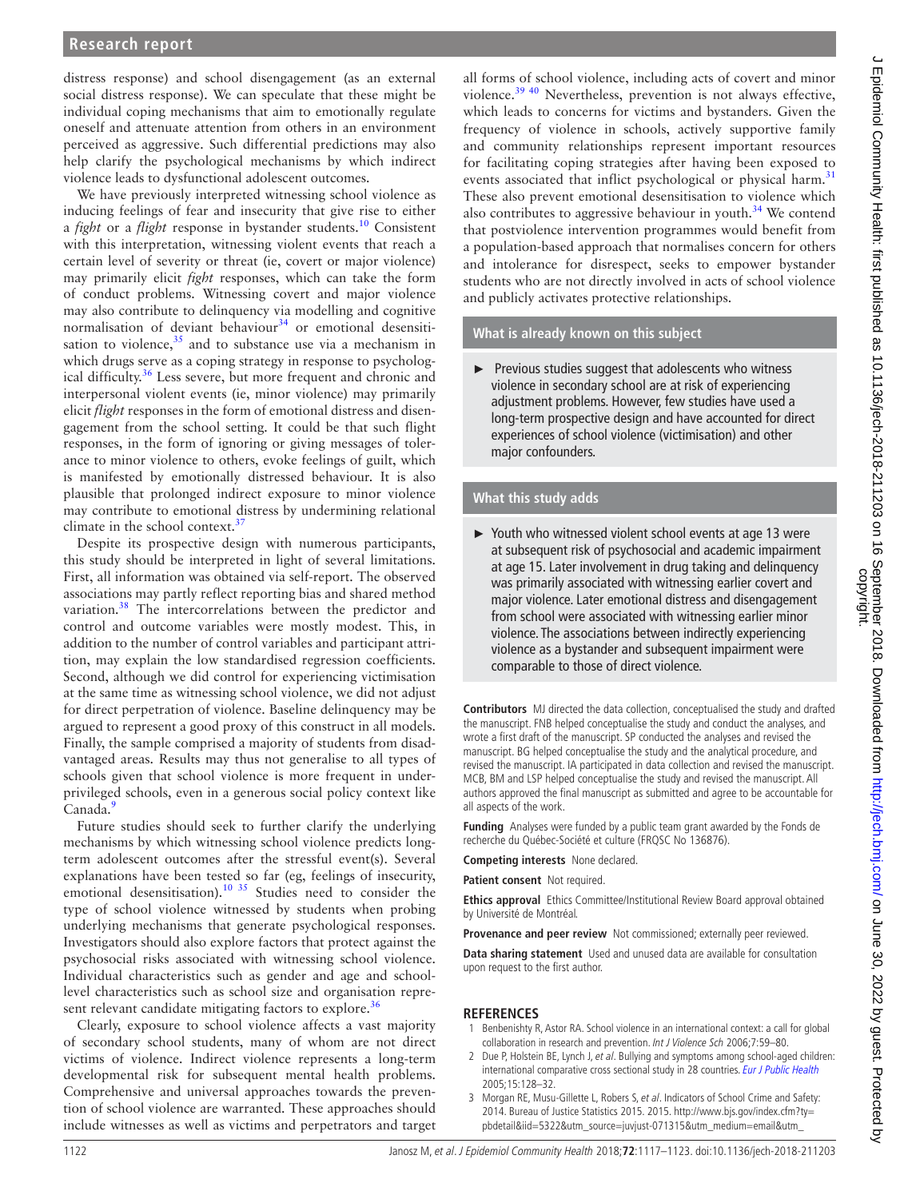distress response) and school disengagement (as an external social distress response). We can speculate that these might be individual coping mechanisms that aim to emotionally regulate oneself and attenuate attention from others in an environment perceived as aggressive. Such differential predictions may also help clarify the psychological mechanisms by which indirect violence leads to dysfunctional adolescent outcomes.

We have previously interpreted witnessing school violence as inducing feelings of fear and insecurity that give rise to either a *fight* or a *flight* response in bystander students.[10] Consistent with this interpretation, witnessing violent events that reach a certain level of severity or threat (ie, covert or major violence) may primarily elicit *fight* responses, which can take the form of conduct problems. Witnessing covert and major violence may also contribute to delinquency via modelling and cognitive normalisation of deviant behaviour[34] or emotional desensitisation to violence,[35] and to substance use via a mechanism in which drugs serve as a coping strategy in response to psychological difficulty.[36] Less severe, but more frequent and chronic and interpersonal violent events (ie, minor violence) may primarily elicit *flight* responses in the form of emotional distress and disengagement from the school setting. It could be that such flight responses, in the form of ignoring or giving messages of tolerance to minor violence to others, evoke feelings of guilt, which is manifested by emotionally distressed behaviour. It is also plausible that prolonged indirect exposure to minor violence may contribute to emotional distress by undermining relational climate in the school context.[37]

Despite its prospective design with numerous participants, this study should be interpreted in light of several limitations. First, all information was obtained via self-report. The observed associations may partly reflect reporting bias and shared method variation.[38] The intercorrelations between the predictor and control and outcome variables were mostly modest. This, in addition to the number of control variables and participant attrition, may explain the low standardised regression coefficients. Second, although we did control for experiencing victimisation at the same time as witnessing school violence, we did not adjust for direct perpetration of violence. Baseline delinquency may be argued to represent a good proxy of this construct in all models. Finally, the sample comprised a majority of students from disadvantaged areas. Results may thus not generalise to all types of schools given that school violence is more frequent in underprivileged schools, even in a generous social policy context like Canada.[9]

Future studies should seek to further clarify the underlying mechanisms by which witnessing school violence predicts long-term adolescent outcomes after the stressful event(s). Several explanations have been tested so far (eg, feelings of insecurity, emotional desensitisation).[10 35] Studies need to consider the type of school violence witnessed by students when probing underlying mechanisms that generate psychological responses. Investigators should also explore factors that protect against the psychosocial risks associated with witnessing school violence. Individual characteristics such as gender and age and school-level characteristics such as school size and organisation represent relevant candidate mitigating factors to explore.[36]

Clearly, exposure to school violence affects a vast majority of secondary school students, many of whom are not direct victims of violence. Indirect violence represents a long-term developmental risk for subsequent mental health problems. Comprehensive and universal approaches towards the prevention of school violence are warranted. These approaches should include witnesses as well as victims and perpetrators and target all forms of school violence, including acts of covert and minor violence.[39 40] Nevertheless, prevention is not always effective, which leads to concerns for victims and bystanders. Given the frequency of violence in schools, actively supportive family and community relationships represent important resources for facilitating coping strategies after having been exposed to events associated that inflict psychological or physical harm.[31] These also prevent emotional desensitisation to violence which also contributes to aggressive behaviour in youth.[34] We contend that postviolence intervention programmes would benefit from a population-based approach that normalises concern for others and intolerance for disrespect, seeks to empower bystander students who are not directly involved in acts of school violence and publicly activates protective relationships.

### What is already known on this subject

- Previous studies suggest that adolescents who witness violence in secondary school are at risk of experiencing adjustment problems. However, few studies have used a long-term prospective design and have accounted for direct experiences of school violence (victimisation) and other major confounders.

### What this study adds

- Youth who witnessed violent school events at age 13 were at subsequent risk of psychosocial and academic impairment at age 15. Later involvement in drug taking and delinquency was primarily associated with witnessing earlier covert and major violence. Later emotional distress and disengagement from school were associated with witnessing earlier minor violence. The associations between indirectly experiencing violence as a bystander and subsequent impairment were comparable to those of direct violence.

**Contributors** MJ directed the data collection, conceptualised the study and drafted the manuscript. FNB helped conceptualise the study and conduct the analyses, and wrote a first draft of the manuscript. SP conducted the analyses and revised the manuscript. BG helped conceptualise the study and the analytical procedure, and revised the manuscript. IA participated in data collection and revised the manuscript. MCB, BM and LSP helped conceptualise the study and revised the manuscript. All authors approved the final manuscript as submitted and agree to be accountable for all aspects of the work.

**Funding** Analyses were funded by a public team grant awarded by the Fonds de recherche du Québec-Société et culture (FRQSC No 136876).

**Competing interests** None declared.

**Patient consent** Not required.

**Ethics approval** Ethics Committee/Institutional Review Board approval obtained by Université de Montréal.

**Provenance and peer review** Not commissioned; externally peer reviewed.

**Data sharing statement** Used and unused data are available for consultation upon request to the first author.

## REFERENCES

1. Benbenishty R, Astor RA. School violence in an international context: a call for global collaboration in research and prevention. *Int J Violence Sch* 2006;7:59–80.
2. Due P, Holstein BE, Lynch J, *et al*. Bullying and symptoms among school-aged children: international comparative cross sectional study in 28 countries. *Eur J Public Health* 2005;15:128–32.
3. Morgan RE, Musu-Gillette L, Robers S, *et al*. Indicators of School Crime and Safety: 2014. Bureau of Justice Statistics 2015. 2015. http://www.bjs.gov/index.cfm?ty=pbdetail&iid=5322&utm_source=juvjust-071315&utm_medium=email&utm_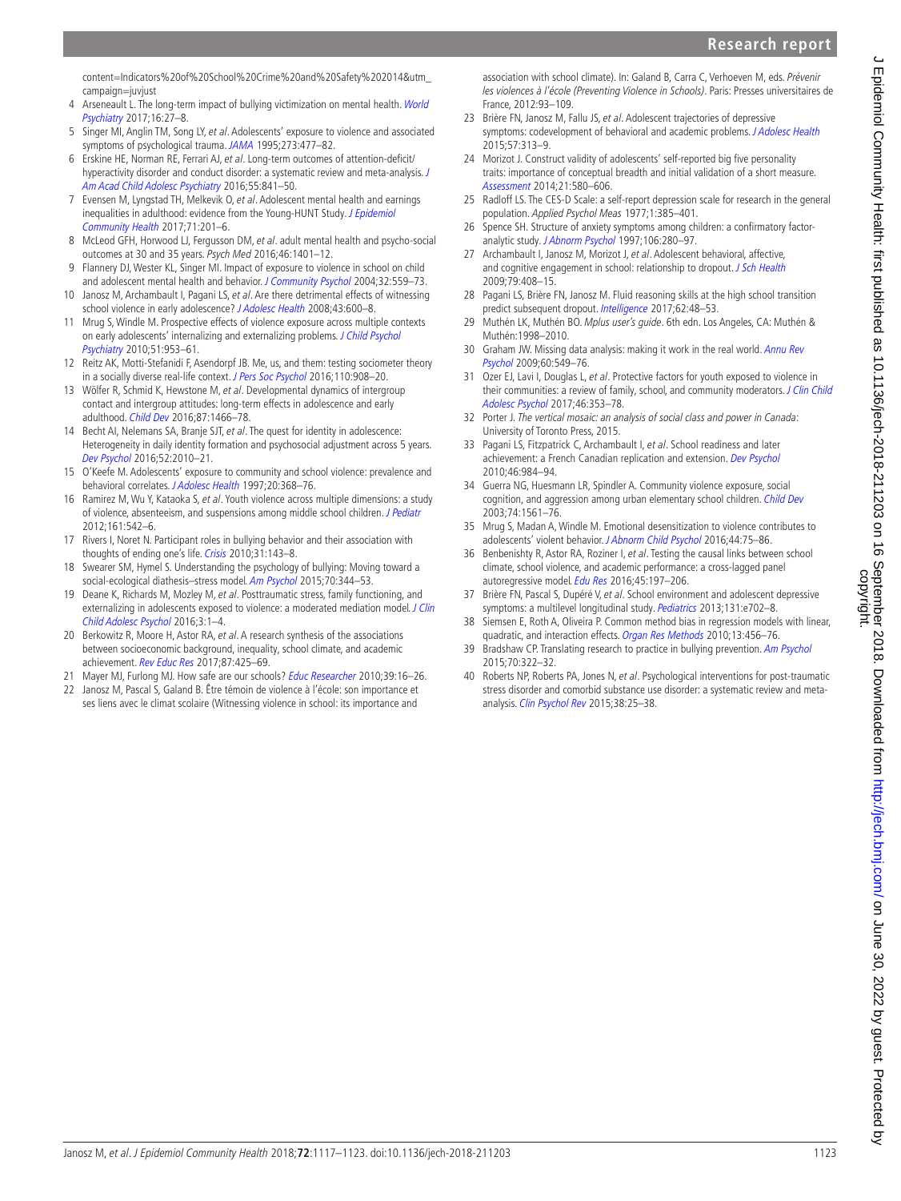content=Indicators%20of%20School%20Crime%20and%20Safety%202014&utm_campaign=juvjust

4 Arseneault L. The long-term impact of bullying victimization on mental health. *World Psychiatry* 2017;16:27–8.
5 Singer MI, Anglin TM, Song LY, *et al*. Adolescents' exposure to violence and associated symptoms of psychological trauma. *JAMA* 1995;273:477–82.
6 Erskine HE, Norman RE, Ferrari AJ, *et al*. Long-term outcomes of attention-deficit/hyperactivity disorder and conduct disorder: a systematic review and meta-analysis. *J Am Acad Child Adolesc Psychiatry* 2016;55:841–50.
7 Evensen M, Lyngstad TH, Melkevik O, *et al*. Adolescent mental health and earnings inequalities in adulthood: evidence from the Young-HUNT Study. *J Epidemiol Community Health* 2017;71:201–6.
8 McLeod GFH, Horwood LJ, Fergusson DM, *et al*. adult mental health and psycho-social outcomes at 30 and 35 years. *Psych Med* 2016;46:1401–12.
9 Flannery DJ, Wester KL, Singer MI. Impact of exposure to violence in school on child and adolescent mental health and behavior. *J Community Psychol* 2004;32:559–73.
10 Janosz M, Archambault I, Pagani LS, *et al*. Are there detrimental effects of witnessing school violence in early adolescence? *J Adolesc Health* 2008;43:600–8.
11 Mrug S, Windle M. Prospective effects of violence exposure across multiple contexts on early adolescents' internalizing and externalizing problems. *J Child Psychol Psychiatry* 2010;51:953–61.
12 Reitz AK, Motti-Stefanidi F, Asendorpf JB. Me, us, and them: testing sociometer theory in a socially diverse real-life context. *J Pers Soc Psychol* 2016;110:908–20.
13 Wölfer R, Schmid K, Hewstone M, *et al*. Developmental dynamics of intergroup contact and intergroup attitudes: long-term effects in adolescence and early adulthood. *Child Dev* 2016;87:1466–78.
14 Becht AI, Nelemans SA, Branje SJT, *et al*. The quest for identity in adolescence: Heterogeneity in daily identity formation and psychosocial adjustment across 5 years. *Dev Psychol* 2016;52:2010–21.
15 O'Keefe M. Adolescents' exposure to community and school violence: prevalence and behavioral correlates. *J Adolesc Health* 1997;20:368–76.
16 Ramirez M, Wu Y, Kataoka S, *et al*. Youth violence across multiple dimensions: a study of violence, absenteeism, and suspensions among middle school children. *J Pediatr* 2012;161:542–6.
17 Rivers I, Noret N. Participant roles in bullying behavior and their association with thoughts of ending one's life. *Crisis* 2010;31:143–8.
18 Swearer SM, Hymel S. Understanding the psychology of bullying: Moving toward a social-ecological diathesis–stress model. *Am Psychol* 2015;70:344–53.
19 Deane K, Richards M, Mozley M, *et al*. Posttraumatic stress, family functioning, and externalizing in adolescents exposed to violence: a moderated mediation model. *J Clin Child Adolesc Psychol* 2016;3:1–4.
20 Berkowitz R, Moore H, Astor RA, *et al*. A research synthesis of the associations between socioeconomic background, inequality, school climate, and academic achievement. *Rev Educ Res* 2017;87:425–69.
21 Mayer MJ, Furlong MJ. How safe are our schools? *Educ Researcher* 2010;39:16–26.
22 Janosz M, Pascal S, Galand B. Être témoin de violence à l'école: son importance et ses liens avec le climat scolaire (Witnessing violence in school: its importance and association with school climate). In: Galand B, Carra C, Verhoeven M, eds. *Prévenir les violences à l'école (Preventing Violence in Schools)*. Paris: Presses universitaires de France, 2012:93–109.
23 Brière FN, Janosz M, Fallu JS, *et al*. Adolescent trajectories of depressive symptoms: codevelopment of behavioral and academic problems. *J Adolesc Health* 2015;57:313–9.
24 Morizot J. Construct validity of adolescents' self-reported big five personality traits: importance of conceptual breadth and initial validation of a short measure. *Assessment* 2014;21:580–606.
25 Radloff LS. The CES-D Scale: a self-report depression scale for research in the general population. *Applied Psychol Meas* 1977;1:385–401.
26 Spence SH. Structure of anxiety symptoms among children: a confirmatory factor-analytic study. *J Abnorm Psychol* 1997;106:280–97.
27 Archambault I, Janosz M, Morizot J, *et al*. Adolescent behavioral, affective, and cognitive engagement in school: relationship to dropout. *J Sch Health* 2009;79:408–15.
28 Pagani LS, Brière FN, Janosz M. Fluid reasoning skills at the high school transition predict subsequent dropout. *Intelligence* 2017;62:48–53.
29 Muthén LK, Muthén BO. *Mplus user's guide*. 6th edn. Los Angeles, CA: Muthén & Muthén:1998–2010.
30 Graham JW. Missing data analysis: making it work in the real world. *Annu Rev Psychol* 2009;60:549–76.
31 Ozer EJ, Lavi I, Douglas L, *et al*. Protective factors for youth exposed to violence in their communities: a review of family, school, and community moderators. *J Clin Child Adolesc Psychol* 2017;46:353–78.
32 Porter J. *The vertical mosaic: an analysis of social class and power in Canada*: University of Toronto Press, 2015.
33 Pagani LS, Fitzpatrick C, Archambault I, *et al*. School readiness and later achievement: a French Canadian replication and extension. *Dev Psychol* 2010;46:984–94.
34 Guerra NG, Huesmann LR, Spindler A. Community violence exposure, social cognition, and aggression among urban elementary school children. *Child Dev* 2003;74:1561–76.
35 Mrug S, Madan A, Windle M. Emotional desensitization to violence contributes to adolescents' violent behavior. *J Abnorm Child Psychol* 2016;44:75–86.
36 Benbenishty R, Astor RA, Roziner I, *et al*. Testing the causal links between school climate, school violence, and academic performance: a cross-lagged panel autoregressive model. *Edu Res* 2016;45:197–206.
37 Brière FN, Pascal S, Dupéré V, *et al*. School environment and adolescent depressive symptoms: a multilevel longitudinal study. *Pediatrics* 2013;131:e702–8.
38 Siemsen E, Roth A, Oliveira P. Common method bias in regression models with linear, quadratic, and interaction effects. *Organ Res Methods* 2010;13:456–76.
39 Bradshaw CP. Translating research to practice in bullying prevention. *Am Psychol* 2015;70:322–32.
40 Roberts NP, Roberts PA, Jones N, *et al*. Psychological interventions for post-traumatic stress disorder and comorbid substance use disorder: a systematic review and meta-analysis. *Clin Psychol Rev* 2015;38:25–38.